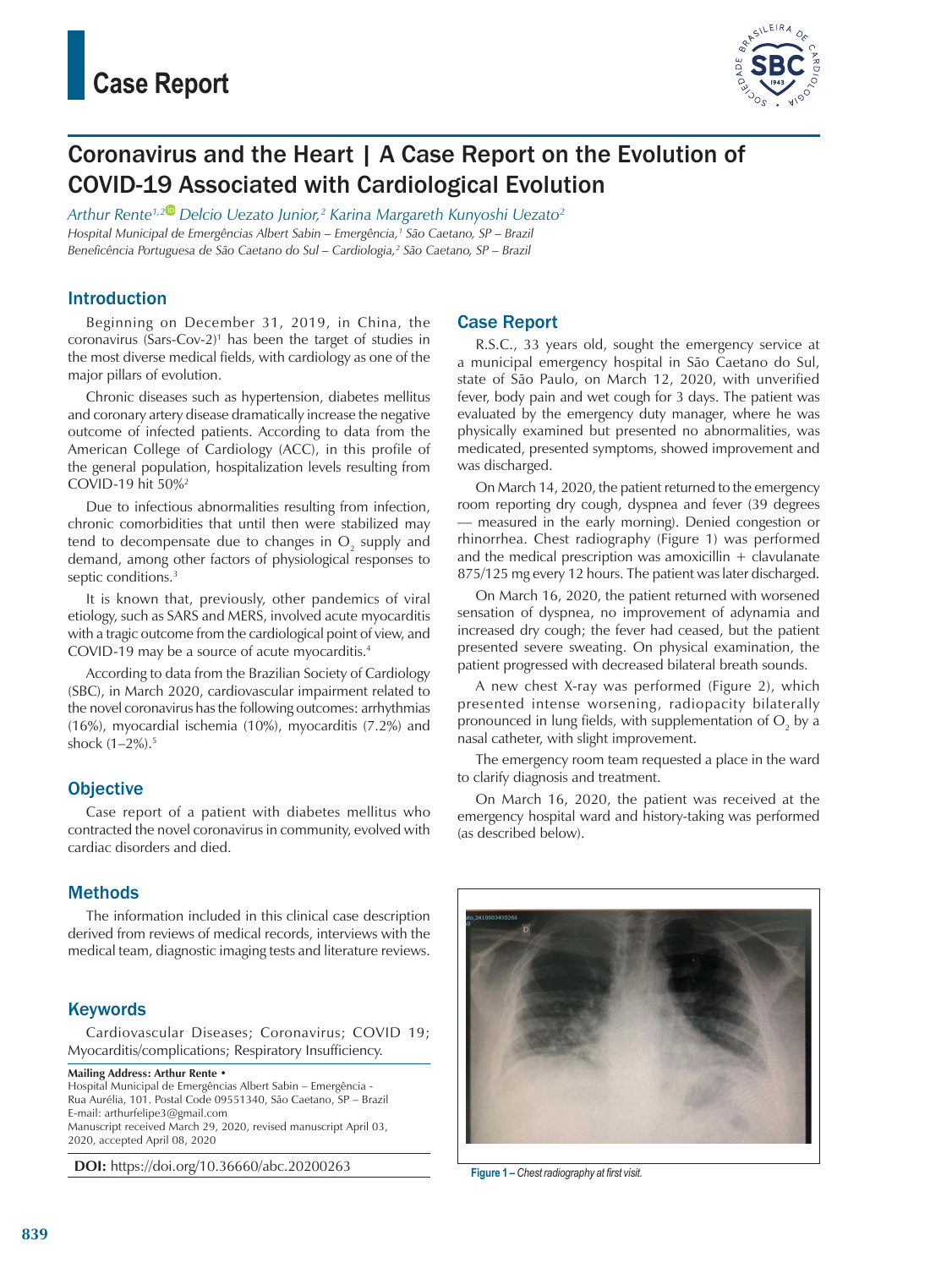# Case Report

# Coronavirus and the Heart | A Case Report on the Evolution of COVID-19 Associated with Cardiological Evolution

*Arthur Rente*[1,2] *Delcio Uezato Junior*,[2] *Karina Margareth Kunyoshi Uezato*[2]

*Hospital Municipal de Emergências Albert Sabin – Emergência,*[1] *São Caetano, SP – Brazil*
*Beneficência Portuguesa de São Caetano do Sul – Cardiologia,*[2] *São Caetano, SP – Brazil*

## Introduction

Beginning on December 31, 2019, in China, the coronavirus (Sars-Cov-2)[1] has been the target of studies in the most diverse medical fields, with cardiology as one of the major pillars of evolution.

Chronic diseases such as hypertension, diabetes mellitus and coronary artery disease dramatically increase the negative outcome of infected patients. According to data from the American College of Cardiology (ACC), in this profile of the general population, hospitalization levels resulting from COVID-19 hit 50%[2]

Due to infectious abnormalities resulting from infection, chronic comorbidities that until then were stabilized may tend to decompensate due to changes in $O_2$ supply and demand, among other factors of physiological responses to septic conditions.[3]

It is known that, previously, other pandemics of viral etiology, such as SARS and MERS, involved acute myocarditis with a tragic outcome from the cardiological point of view, and COVID-19 may be a source of acute myocarditis.[4]

According to data from the Brazilian Society of Cardiology (SBC), in March 2020, cardiovascular impairment related to the novel coronavirus has the following outcomes: arrhythmias (16%), myocardial ischemia (10%), myocarditis (7.2%) and shock (1–2%).[5]

## Objective

Case report of a patient with diabetes mellitus who contracted the novel coronavirus in community, evolved with cardiac disorders and died.

## Methods

The information included in this clinical case description derived from reviews of medical records, interviews with the medical team, diagnostic imaging tests and literature reviews.

## Keywords

Cardiovascular Diseases; Coronavirus; COVID 19; Myocarditis/complications; Respiratory Insufficiency.

**Mailing Address: Arthur Rente •**
Hospital Municipal de Emergências Albert Sabin – Emergência - Rua Aurélia, 101. Postal Code 09551340, São Caetano, SP – Brazil
E-mail: arthurfelipe3@gmail.com
Manuscript received March 29, 2020, revised manuscript April 03, 2020, accepted April 08, 2020

**DOI:** https://doi.org/10.36660/abc.20200263

## Case Report

R.S.C., 33 years old, sought the emergency service at a municipal emergency hospital in São Caetano do Sul, state of São Paulo, on March 12, 2020, with unverified fever, body pain and wet cough for 3 days. The patient was evaluated by the emergency duty manager, where he was physically examined but presented no abnormalities, was medicated, presented symptoms, showed improvement and was discharged.

On March 14, 2020, the patient returned to the emergency room reporting dry cough, dyspnea and fever (39 degrees — measured in the early morning). Denied congestion or rhinorrhea. Chest radiography (Figure 1) was performed and the medical prescription was amoxicillin + clavulanate 875/125 mg every 12 hours. The patient was later discharged.

On March 16, 2020, the patient returned with worsened sensation of dyspnea, no improvement of adynamia and increased dry cough; the fever had ceased, but the patient presented severe sweating. On physical examination, the patient progressed with decreased bilateral breath sounds.

A new chest X-ray was performed (Figure 2), which presented intense worsening, radiopacity bilaterally pronounced in lung fields, with supplementation of $O_2$ by a nasal catheter, with slight improvement.

The emergency room team requested a place in the ward to clarify diagnosis and treatment.

On March 16, 2020, the patient was received at the emergency hospital ward and history-taking was performed (as described below).

**Figure 1 –** *Chest radiography at first visit.*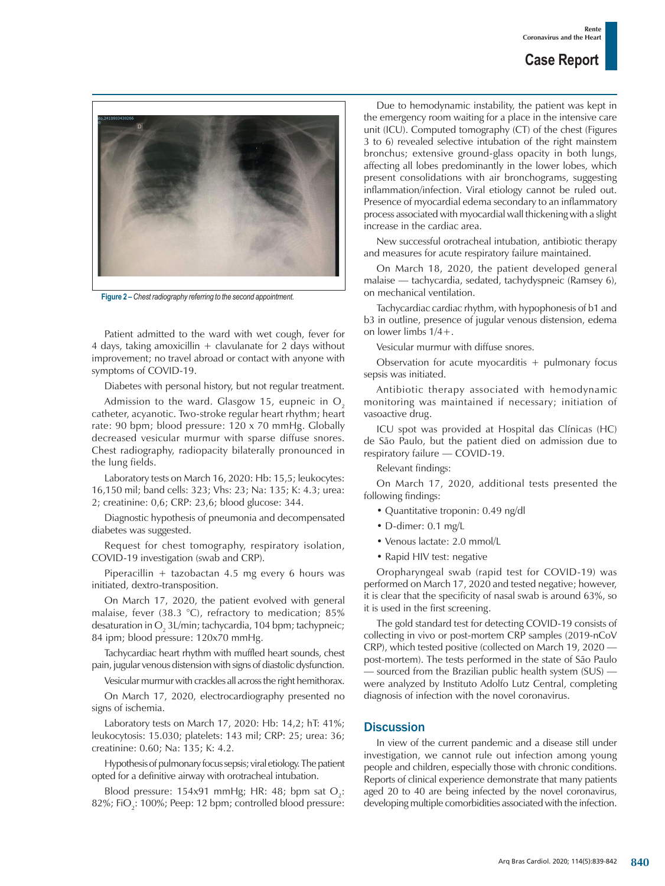Figure 2 – *Chest radiography referring to the second appointment.*

Patient admitted to the ward with wet cough, fever for 4 days, taking amoxicillin + clavulanate for 2 days without improvement; no travel abroad or contact with anyone with symptoms of COVID-19.

Diabetes with personal history, but not regular treatment.

Admission to the ward. Glasgow 15, eupneic in $O_2$ catheter, acyanotic. Two-stroke regular heart rhythm; heart rate: 90 bpm; blood pressure: 120 x 70 mmHg. Globally decreased vesicular murmur with sparse diffuse snores. Chest radiography, radiopacity bilaterally pronounced in the lung fields.

Laboratory tests on March 16, 2020: Hb: 15,5; leukocytes: 16,150 mil; band cells: 323; Vhs: 23; Na: 135; K: 4.3; urea: 2; creatinine: 0,6; CRP: 23,6; blood glucose: 344.

Diagnostic hypothesis of pneumonia and decompensated diabetes was suggested.

Request for chest tomography, respiratory isolation, COVID-19 investigation (swab and CRP).

Piperacillin + tazobactan 4.5 mg every 6 hours was initiated, dextro-transposition.

On March 17, 2020, the patient evolved with general malaise, fever (38.3 °C), refractory to medication; 85% desaturation in $O_2$ 3L/min; tachycardia, 104 bpm; tachypneic; 84 ipm; blood pressure: 120x70 mmHg.

Tachycardiac heart rhythm with muffled heart sounds, chest pain, jugular venous distension with signs of diastolic dysfunction.

Vesicular murmur with crackles all across the right hemithorax.

On March 17, 2020, electrocardiography presented no signs of ischemia.

Laboratory tests on March 17, 2020: Hb: 14,2; hT: 41%; leukocytosis: 15.030; platelets: 143 mil; CRP: 25; urea: 36; creatinine: 0.60; Na: 135; K: 4.2.

Hypothesis of pulmonary focus sepsis; viral etiology. The patient opted for a definitive airway with orotracheal intubation.

Blood pressure: 154x91 mmHg; HR: 48; bpm sat $O_2$: 82%; $FiO_2$: 100%; Peep: 12 bpm; controlled blood pressure:

Due to hemodynamic instability, the patient was kept in the emergency room waiting for a place in the intensive care unit (ICU). Computed tomography (CT) of the chest (Figures 3 to 6) revealed selective intubation of the right mainstem bronchus; extensive ground-glass opacity in both lungs, affecting all lobes predominantly in the lower lobes, which present consolidations with air bronchograms, suggesting inflammation/infection. Viral etiology cannot be ruled out. Presence of myocardial edema secondary to an inflammatory process associated with myocardial wall thickening with a slight increase in the cardiac area.

New successful orotracheal intubation, antibiotic therapy and measures for acute respiratory failure maintained.

On March 18, 2020, the patient developed general malaise — tachycardia, sedated, tachydyspneic (Ramsey 6), on mechanical ventilation.

Tachycardiac cardiac rhythm, with hypophonesis of b1 and b3 in outline, presence of jugular venous distension, edema on lower limbs 1/4+.

Vesicular murmur with diffuse snores.

Observation for acute myocarditis + pulmonary focus sepsis was initiated.

Antibiotic therapy associated with hemodynamic monitoring was maintained if necessary; initiation of vasoactive drug.

ICU spot was provided at Hospital das Clínicas (HC) de São Paulo, but the patient died on admission due to respiratory failure — COVID-19.

Relevant findings:

On March 17, 2020, additional tests presented the following findings:

- Quantitative troponin: 0.49 ng/dl
- D-dimer: 0.1 mg/L
- Venous lactate: 2.0 mmol/L
- Rapid HIV test: negative

Oropharyngeal swab (rapid test for COVID-19) was performed on March 17, 2020 and tested negative; however, it is clear that the specificity of nasal swab is around 63%, so it is used in the first screening.

The gold standard test for detecting COVID-19 consists of collecting in vivo or post-mortem CRP samples (2019-nCoV CRP), which tested positive (collected on March 19, 2020 — post-mortem). The tests performed in the state of São Paulo — sourced from the Brazilian public health system (SUS) — were analyzed by Instituto Adolfo Lutz Central, completing diagnosis of infection with the novel coronavirus.

## Discussion

In view of the current pandemic and a disease still under investigation, we cannot rule out infection among young people and children, especially those with chronic conditions. Reports of clinical experience demonstrate that many patients aged 20 to 40 are being infected by the novel coronavirus, developing multiple comorbidities associated with the infection.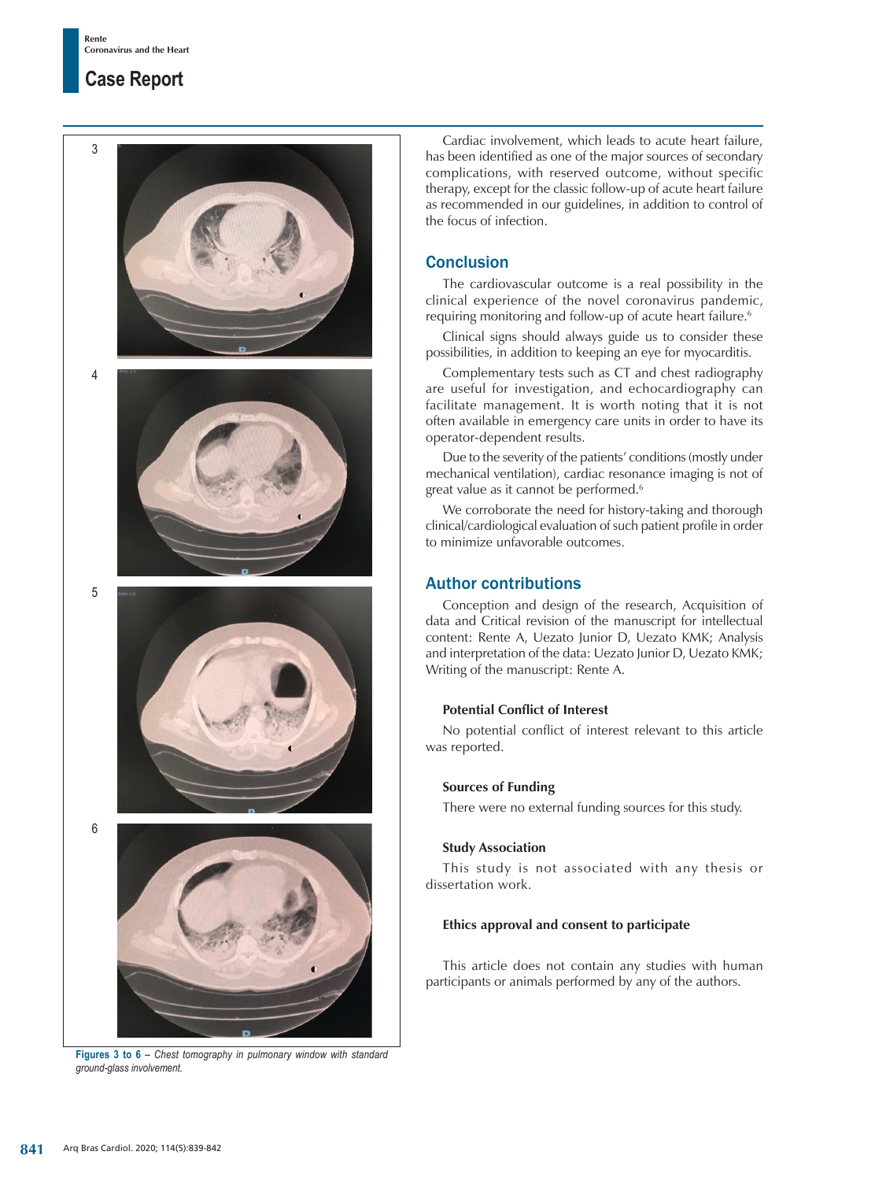Figures 3 to 6 – *Chest tomography in pulmonary window with standard ground-glass involvement.*

Cardiac involvement, which leads to acute heart failure, has been identified as one of the major sources of secondary complications, with reserved outcome, without specific therapy, except for the classic follow-up of acute heart failure as recommended in our guidelines, in addition to control of the focus of infection.

## Conclusion

The cardiovascular outcome is a real possibility in the clinical experience of the novel coronavirus pandemic, requiring monitoring and follow-up of acute heart failure.[6]

Clinical signs should always guide us to consider these possibilities, in addition to keeping an eye for myocarditis.

Complementary tests such as CT and chest radiography are useful for investigation, and echocardiography can facilitate management. It is worth noting that it is not often available in emergency care units in order to have its operator-dependent results.

Due to the severity of the patients' conditions (mostly under mechanical ventilation), cardiac resonance imaging is not of great value as it cannot be performed.[6]

We corroborate the need for history-taking and thorough clinical/cardiological evaluation of such patient profile in order to minimize unfavorable outcomes.

## Author contributions

Conception and design of the research, Acquisition of data and Critical revision of the manuscript for intellectual content: Rente A, Uezato Junior D, Uezato KMK; Analysis and interpretation of the data: Uezato Junior D, Uezato KMK; Writing of the manuscript: Rente A.

### Potential Conflict of Interest

No potential conflict of interest relevant to this article was reported.

### Sources of Funding

There were no external funding sources for this study.

### Study Association

This study is not associated with any thesis or dissertation work.

### Ethics approval and consent to participate

This article does not contain any studies with human participants or animals performed by any of the authors.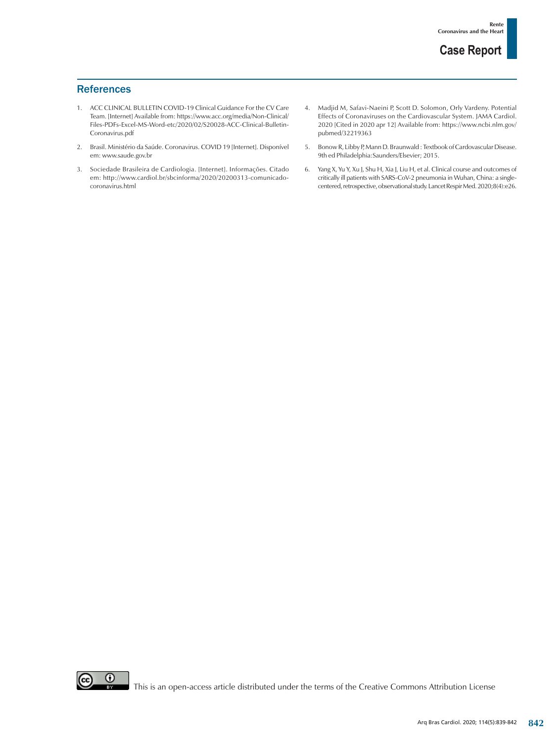## References

1. ACC CLINICAL BULLETIN COVID-19 Clinical Guidance For the CV Care Team. [Internet] Available from: https://www.acc.org/media/Non-Clinical/Files-PDFs-Excel-MS-Word-etc/2020/02/S20028-ACC-Clinical-Bulletin-Coronavirus.pdf
2. Brasil. Ministério da Saúde. Coronavirus. COVID 19 [Internet]. Disponível em: www.saude.gov.br
3. Sociedade Brasileira de Cardiologia. [Internet]. Informações. Citado em: http://www.cardiol.br/sbcinforma/2020/20200313-comunicado-coronavirus.html
4. Madjid M, Safavi-Naeini P, Scott D. Solomon, Orly Vardeny. Potential Effects of Coronaviruses on the Cardiovascular System. JAMA Cardiol. 2020 [Cited in 2020 apr 12] Available from: https://www.ncbi.nlm.gov/pubmed/32219363
5. Bonow R, Libby P, Mann D. Braunwald : Textbook of Cardovascular Disease. 9th ed Philadelphia:Saunders/Elsevier; 2015.
6. Yang X, Yu Y, Xu J, Shu H, Xia J, Liu H, et al. Clinical course and outcomes of critically ill patients with SARS-CoV-2 pneumonia in Wuhan, China: a single-centered, retrospective, observational study. Lancet Respir Med. 2020;8(4):e26.

This is an open-access article distributed under the terms of the Creative Commons Attribution License